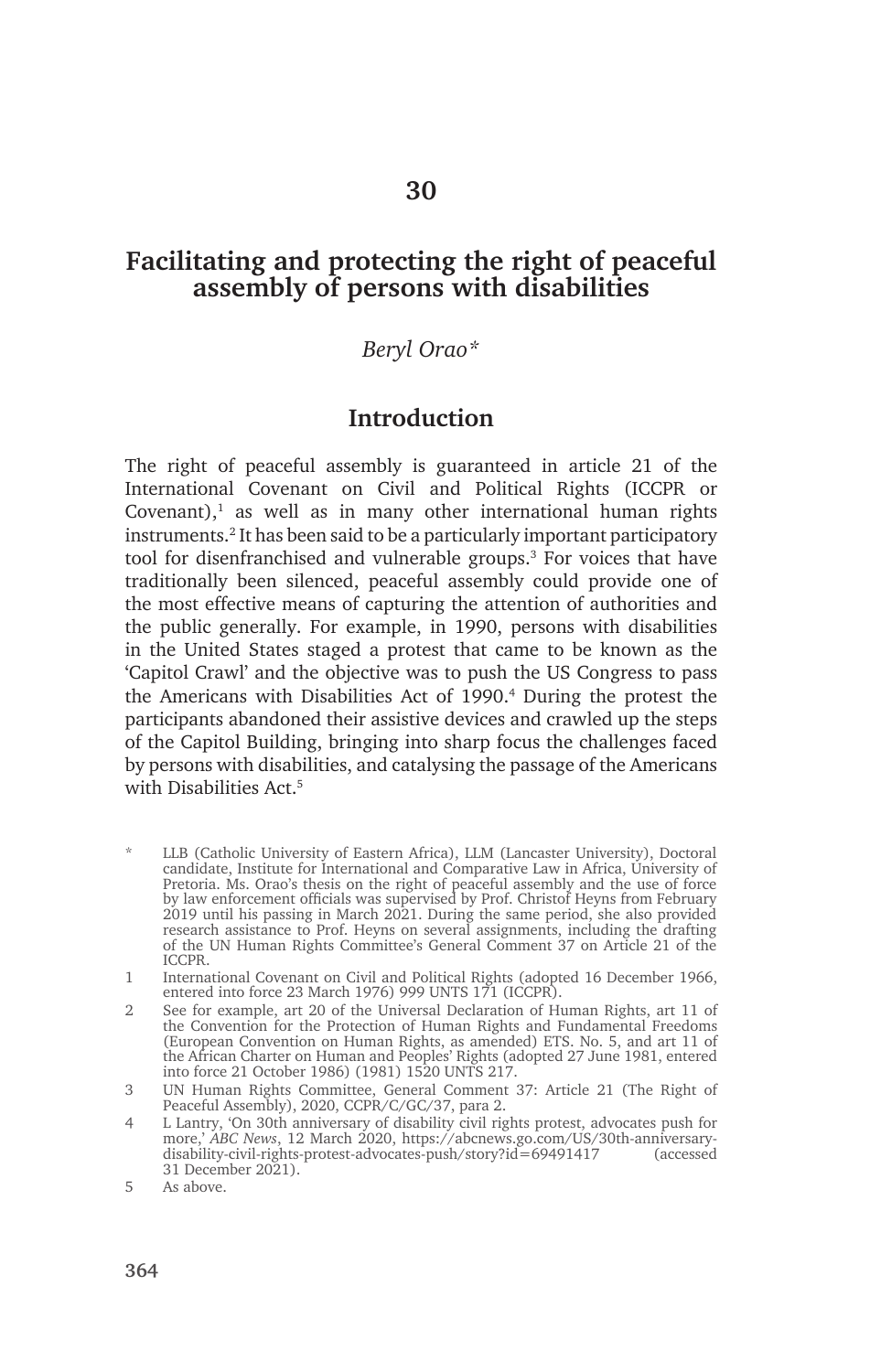# 30

# Facilitating and protecting the right of peaceful assembly of persons with disabilities

*Beryl Orao**

## Introduction

The right of peaceful assembly is guaranteed in article 21 of the International Covenant on Civil and Political Rights (ICCPR or Covenant),[1] as well as in many other international human rights instruments.[2] It has been said to be a particularly important participatory tool for disenfranchised and vulnerable groups.[3] For voices that have traditionally been silenced, peaceful assembly could provide one of the most effective means of capturing the attention of authorities and the public generally. For example, in 1990, persons with disabilities in the United States staged a protest that came to be known as the 'Capitol Crawl' and the objective was to push the US Congress to pass the Americans with Disabilities Act of 1990.[4] During the protest the participants abandoned their assistive devices and crawled up the steps of the Capitol Building, bringing into sharp focus the challenges faced by persons with disabilities, and catalysing the passage of the Americans with Disabilities Act.[5]

\* LLB (Catholic University of Eastern Africa), LLM (Lancaster University), Doctoral candidate, Institute for International and Comparative Law in Africa, University of Pretoria. Ms. Orao's thesis on the right of peaceful assembly and the use of force by law enforcement officials was supervised by Prof. Christof Heyns from February 2019 until his passing in March 2021. During the same period, she also provided research assistance to Prof. Heyns on several assignments, including the drafting of the UN Human Rights Committee's General Comment 37 on Article 21 of the ICCPR.

1 International Covenant on Civil and Political Rights (adopted 16 December 1966, entered into force 23 March 1976) 999 UNTS 171 (ICCPR).

2 See for example, art 20 of the Universal Declaration of Human Rights, art 11 of the Convention for the Protection of Human Rights and Fundamental Freedoms (European Convention on Human Rights, as amended) ETS. No. 5, and art 11 of the African Charter on Human and Peoples' Rights (adopted 27 June 1981, entered into force 21 October 1986) (1981) 1520 UNTS 217.

3 UN Human Rights Committee, General Comment 37: Article 21 (The Right of Peaceful Assembly), 2020, CCPR/C/GC/37, para 2.

4 L Lantry, 'On 30th anniversary of disability civil rights protest, advocates push for more,' *ABC News*, 12 March 2020, https://abcnews.go.com/US/30th-anniversary-disability-civil-rights-protest-advocates-push/story?id=69491417 (accessed 31 December 2021).

5 As above.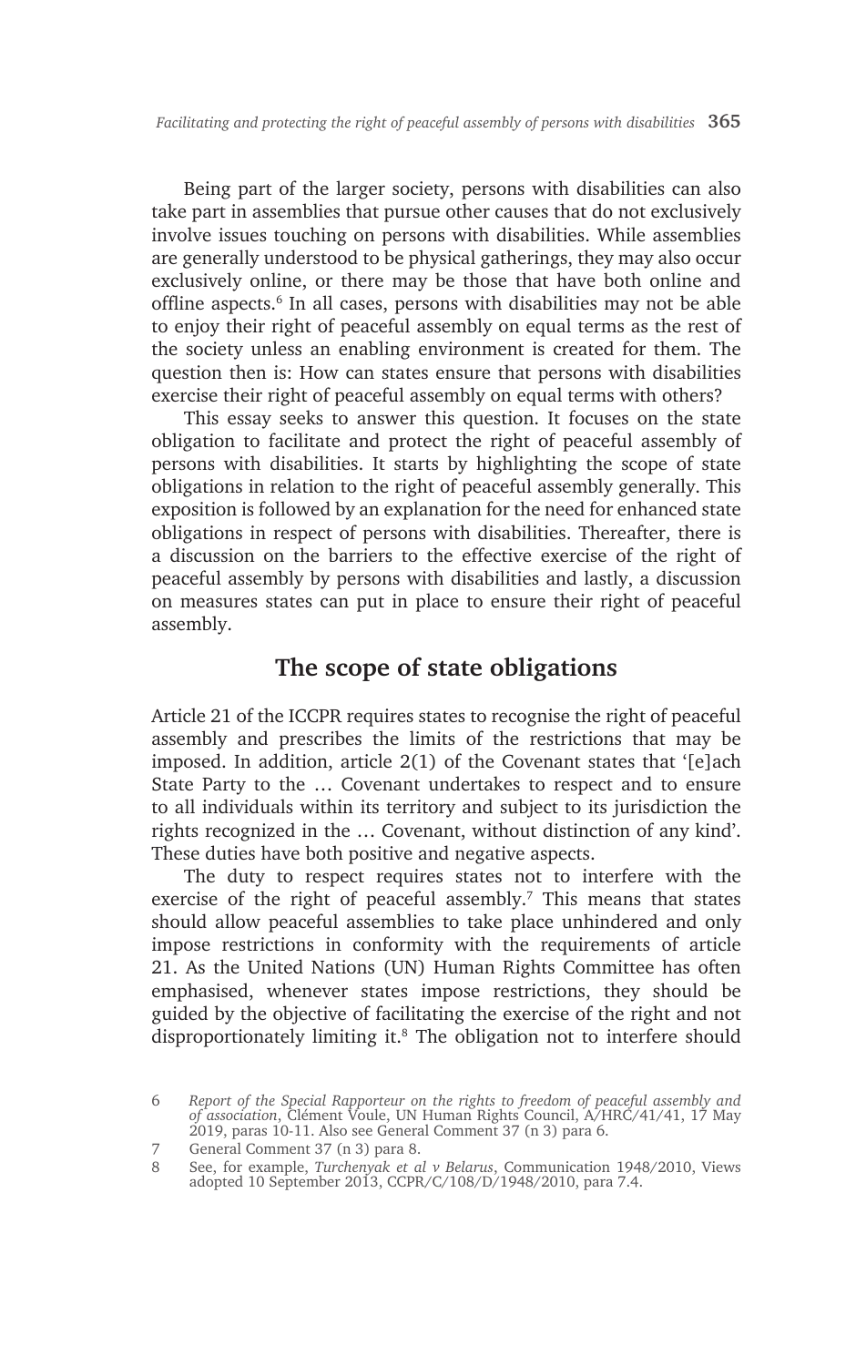Being part of the larger society, persons with disabilities can also take part in assemblies that pursue other causes that do not exclusively involve issues touching on persons with disabilities. While assemblies are generally understood to be physical gatherings, they may also occur exclusively online, or there may be those that have both online and offline aspects.[6] In all cases, persons with disabilities may not be able to enjoy their right of peaceful assembly on equal terms as the rest of the society unless an enabling environment is created for them. The question then is: How can states ensure that persons with disabilities exercise their right of peaceful assembly on equal terms with others?

This essay seeks to answer this question. It focuses on the state obligation to facilitate and protect the right of peaceful assembly of persons with disabilities. It starts by highlighting the scope of state obligations in relation to the right of peaceful assembly generally. This exposition is followed by an explanation for the need for enhanced state obligations in respect of persons with disabilities. Thereafter, there is a discussion on the barriers to the effective exercise of the right of peaceful assembly by persons with disabilities and lastly, a discussion on measures states can put in place to ensure their right of peaceful assembly.

## The scope of state obligations

Article 21 of the ICCPR requires states to recognise the right of peaceful assembly and prescribes the limits of the restrictions that may be imposed. In addition, article 2(1) of the Covenant states that '[e]ach State Party to the … Covenant undertakes to respect and to ensure to all individuals within its territory and subject to its jurisdiction the rights recognized in the … Covenant, without distinction of any kind'. These duties have both positive and negative aspects.

The duty to respect requires states not to interfere with the exercise of the right of peaceful assembly.[7] This means that states should allow peaceful assemblies to take place unhindered and only impose restrictions in conformity with the requirements of article 21. As the United Nations (UN) Human Rights Committee has often emphasised, whenever states impose restrictions, they should be guided by the objective of facilitating the exercise of the right and not disproportionately limiting it.[8] The obligation not to interfere should

6 *Report of the Special Rapporteur on the rights to freedom of peaceful assembly and of association*, Clément Voule, UN Human Rights Council, A/HRC/41/41, 17 May 2019, paras 10-11. Also see General Comment 37 (n 3) para 6.

7 General Comment 37 (n 3) para 8.

8 See, for example, *Turchenyak et al v Belarus*, Communication 1948/2010, Views adopted 10 September 2013, CCPR/C/108/D/1948/2010, para 7.4.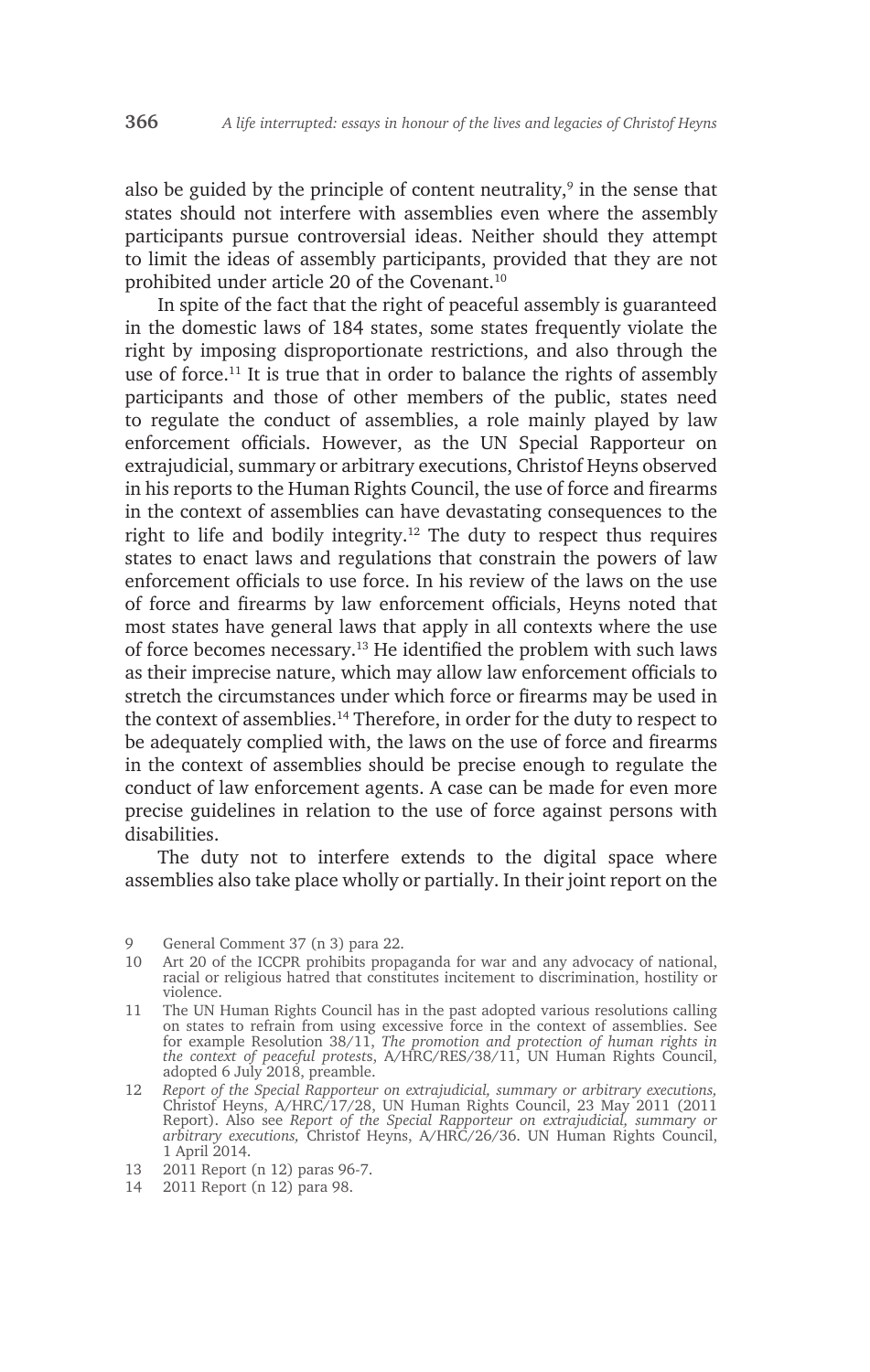also be guided by the principle of content neutrality,[9] in the sense that states should not interfere with assemblies even where the assembly participants pursue controversial ideas. Neither should they attempt to limit the ideas of assembly participants, provided that they are not prohibited under article 20 of the Covenant.[10]

In spite of the fact that the right of peaceful assembly is guaranteed in the domestic laws of 184 states, some states frequently violate the right by imposing disproportionate restrictions, and also through the use of force.[11] It is true that in order to balance the rights of assembly participants and those of other members of the public, states need to regulate the conduct of assemblies, a role mainly played by law enforcement officials. However, as the UN Special Rapporteur on extrajudicial, summary or arbitrary executions, Christof Heyns observed in his reports to the Human Rights Council, the use of force and firearms in the context of assemblies can have devastating consequences to the right to life and bodily integrity.[12] The duty to respect thus requires states to enact laws and regulations that constrain the powers of law enforcement officials to use force. In his review of the laws on the use of force and firearms by law enforcement officials, Heyns noted that most states have general laws that apply in all contexts where the use of force becomes necessary.[13] He identified the problem with such laws as their imprecise nature, which may allow law enforcement officials to stretch the circumstances under which force or firearms may be used in the context of assemblies.[14] Therefore, in order for the duty to respect to be adequately complied with, the laws on the use of force and firearms in the context of assemblies should be precise enough to regulate the conduct of law enforcement agents. A case can be made for even more precise guidelines in relation to the use of force against persons with disabilities.

The duty not to interfere extends to the digital space where assemblies also take place wholly or partially. In their joint report on the

---

9 General Comment 37 (n 3) para 22.

10 Art 20 of the ICCPR prohibits propaganda for war and any advocacy of national, racial or religious hatred that constitutes incitement to discrimination, hostility or violence.

11 The UN Human Rights Council has in the past adopted various resolutions calling on states to refrain from using excessive force in the context of assemblies. See for example Resolution 38/11, *The promotion and protection of human rights in the context of peaceful protests*, A/HRC/RES/38/11, UN Human Rights Council, adopted 6 July 2018, preamble.

12 *Report of the Special Rapporteur on extrajudicial, summary or arbitrary executions,* Christof Heyns, A/HRC/17/28, UN Human Rights Council, 23 May 2011 (2011 Report). Also see *Report of the Special Rapporteur on extrajudicial, summary or arbitrary executions,* Christof Heyns, A/HRC/26/36. UN Human Rights Council, 1 April 2014.

13 2011 Report (n 12) paras 96-7.

14 2011 Report (n 12) para 98.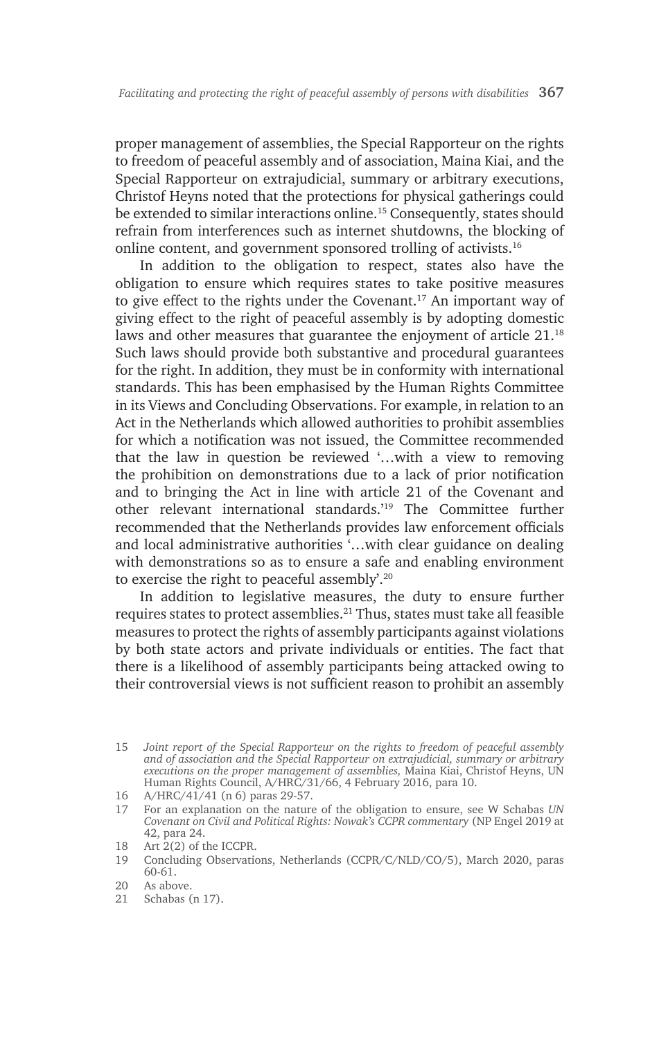proper management of assemblies, the Special Rapporteur on the rights to freedom of peaceful assembly and of association, Maina Kiai, and the Special Rapporteur on extrajudicial, summary or arbitrary executions, Christof Heyns noted that the protections for physical gatherings could be extended to similar interactions online.[15] Consequently, states should refrain from interferences such as internet shutdowns, the blocking of online content, and government sponsored trolling of activists.[16]

In addition to the obligation to respect, states also have the obligation to ensure which requires states to take positive measures to give effect to the rights under the Covenant.[17] An important way of giving effect to the right of peaceful assembly is by adopting domestic laws and other measures that guarantee the enjoyment of article 21.[18] Such laws should provide both substantive and procedural guarantees for the right. In addition, they must be in conformity with international standards. This has been emphasised by the Human Rights Committee in its Views and Concluding Observations. For example, in relation to an Act in the Netherlands which allowed authorities to prohibit assemblies for which a notification was not issued, the Committee recommended that the law in question be reviewed '…with a view to removing the prohibition on demonstrations due to a lack of prior notification and to bringing the Act in line with article 21 of the Covenant and other relevant international standards.'[19] The Committee further recommended that the Netherlands provides law enforcement officials and local administrative authorities '…with clear guidance on dealing with demonstrations so as to ensure a safe and enabling environment to exercise the right to peaceful assembly'.[20]

In addition to legislative measures, the duty to ensure further requires states to protect assemblies.[21] Thus, states must take all feasible measures to protect the rights of assembly participants against violations by both state actors and private individuals or entities. The fact that there is a likelihood of assembly participants being attacked owing to their controversial views is not sufficient reason to prohibit an assembly

15 *Joint report of the Special Rapporteur on the rights to freedom of peaceful assembly and of association and the Special Rapporteur on extrajudicial, summary or arbitrary executions on the proper management of assemblies,* Maina Kiai, Christof Heyns, UN Human Rights Council, A/HRC/31/66, 4 February 2016, para 10.

16 A/HRC/41/41 (n 6) paras 29-57.

17 For an explanation on the nature of the obligation to ensure, see W Schabas *UN Covenant on Civil and Political Rights: Nowak's CCPR commentary* (NP Engel 2019 at 42, para 24.

18 Art 2(2) of the ICCPR.

19 Concluding Observations, Netherlands (CCPR/C/NLD/CO/5), March 2020, paras 60-61.

20 As above.

21 Schabas (n 17).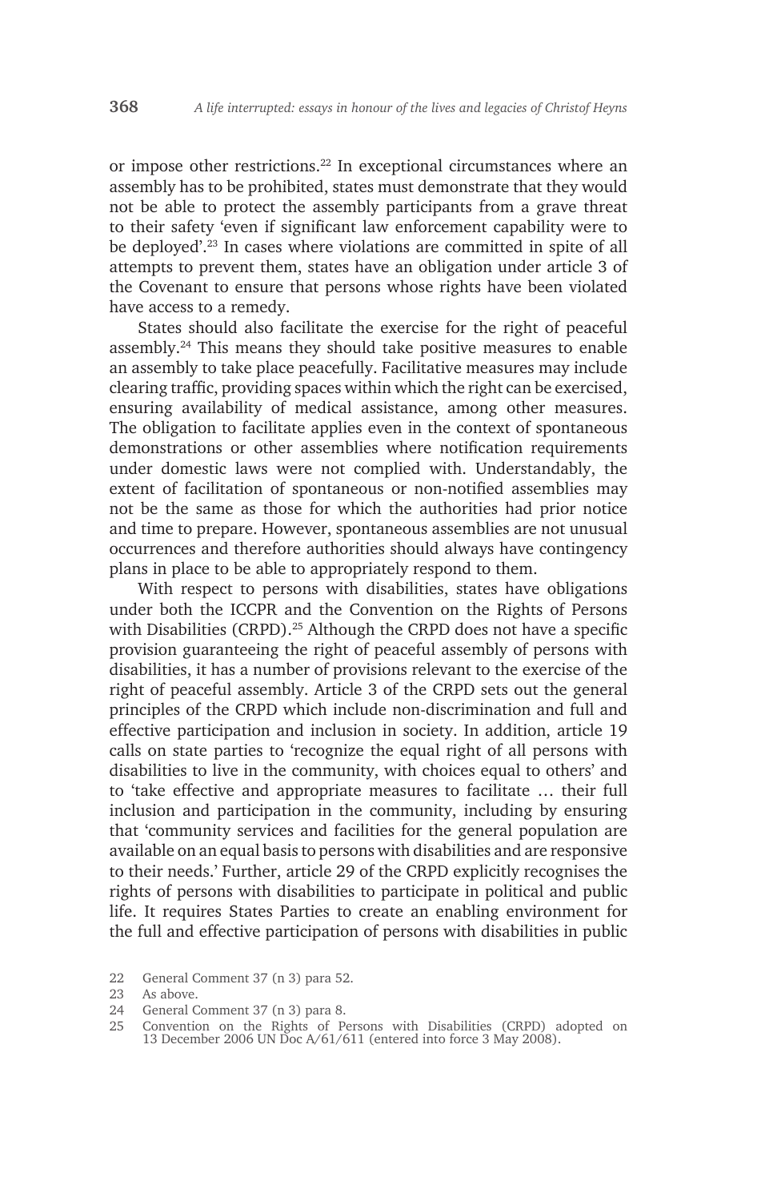or impose other restrictions.[22] In exceptional circumstances where an assembly has to be prohibited, states must demonstrate that they would not be able to protect the assembly participants from a grave threat to their safety 'even if significant law enforcement capability were to be deployed'.[23] In cases where violations are committed in spite of all attempts to prevent them, states have an obligation under article 3 of the Covenant to ensure that persons whose rights have been violated have access to a remedy.

States should also facilitate the exercise for the right of peaceful assembly.[24] This means they should take positive measures to enable an assembly to take place peacefully. Facilitative measures may include clearing traffic, providing spaces within which the right can be exercised, ensuring availability of medical assistance, among other measures. The obligation to facilitate applies even in the context of spontaneous demonstrations or other assemblies where notification requirements under domestic laws were not complied with. Understandably, the extent of facilitation of spontaneous or non-notified assemblies may not be the same as those for which the authorities had prior notice and time to prepare. However, spontaneous assemblies are not unusual occurrences and therefore authorities should always have contingency plans in place to be able to appropriately respond to them.

With respect to persons with disabilities, states have obligations under both the ICCPR and the Convention on the Rights of Persons with Disabilities (CRPD).[25] Although the CRPD does not have a specific provision guaranteeing the right of peaceful assembly of persons with disabilities, it has a number of provisions relevant to the exercise of the right of peaceful assembly. Article 3 of the CRPD sets out the general principles of the CRPD which include non-discrimination and full and effective participation and inclusion in society. In addition, article 19 calls on state parties to 'recognize the equal right of all persons with disabilities to live in the community, with choices equal to others' and to 'take effective and appropriate measures to facilitate … their full inclusion and participation in the community, including by ensuring that 'community services and facilities for the general population are available on an equal basis to persons with disabilities and are responsive to their needs.' Further, article 29 of the CRPD explicitly recognises the rights of persons with disabilities to participate in political and public life. It requires States Parties to create an enabling environment for the full and effective participation of persons with disabilities in public

22 General Comment 37 (n 3) para 52.

23 As above.

24 General Comment 37 (n 3) para 8.

25 Convention on the Rights of Persons with Disabilities (CRPD) adopted on 13 December 2006 UN Doc A/61/611 (entered into force 3 May 2008).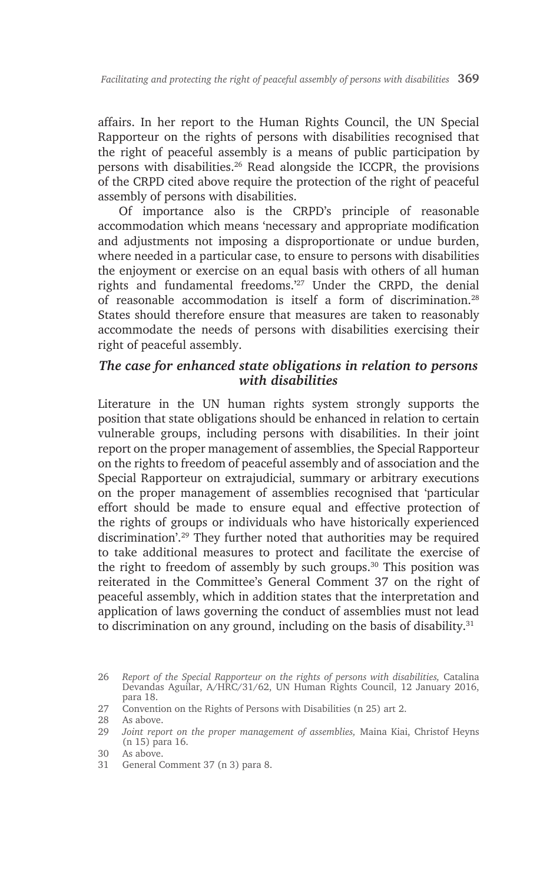affairs. In her report to the Human Rights Council, the UN Special Rapporteur on the rights of persons with disabilities recognised that the right of peaceful assembly is a means of public participation by persons with disabilities.[26] Read alongside the ICCPR, the provisions of the CRPD cited above require the protection of the right of peaceful assembly of persons with disabilities.

Of importance also is the CRPD's principle of reasonable accommodation which means 'necessary and appropriate modification and adjustments not imposing a disproportionate or undue burden, where needed in a particular case, to ensure to persons with disabilities the enjoyment or exercise on an equal basis with others of all human rights and fundamental freedoms.'[27] Under the CRPD, the denial of reasonable accommodation is itself a form of discrimination.[28] States should therefore ensure that measures are taken to reasonably accommodate the needs of persons with disabilities exercising their right of peaceful assembly.

### *The case for enhanced state obligations in relation to persons with disabilities*

Literature in the UN human rights system strongly supports the position that state obligations should be enhanced in relation to certain vulnerable groups, including persons with disabilities. In their joint report on the proper management of assemblies, the Special Rapporteur on the rights to freedom of peaceful assembly and of association and the Special Rapporteur on extrajudicial, summary or arbitrary executions on the proper management of assemblies recognised that 'particular effort should be made to ensure equal and effective protection of the rights of groups or individuals who have historically experienced discrimination'.[29] They further noted that authorities may be required to take additional measures to protect and facilitate the exercise of the right to freedom of assembly by such groups.[30] This position was reiterated in the Committee's General Comment 37 on the right of peaceful assembly, which in addition states that the interpretation and application of laws governing the conduct of assemblies must not lead to discrimination on any ground, including on the basis of disability.[31]

---

26 *Report of the Special Rapporteur on the rights of persons with disabilities,* Catalina Devandas Aguilar, A/HRC/31/62, UN Human Rights Council, 12 January 2016, para 18.

27 Convention on the Rights of Persons with Disabilities (n 25) art 2.

28 As above.

29 *Joint report on the proper management of assemblies,* Maina Kiai, Christof Heyns (n 15) para 16.

30 As above.

31 General Comment 37 (n 3) para 8.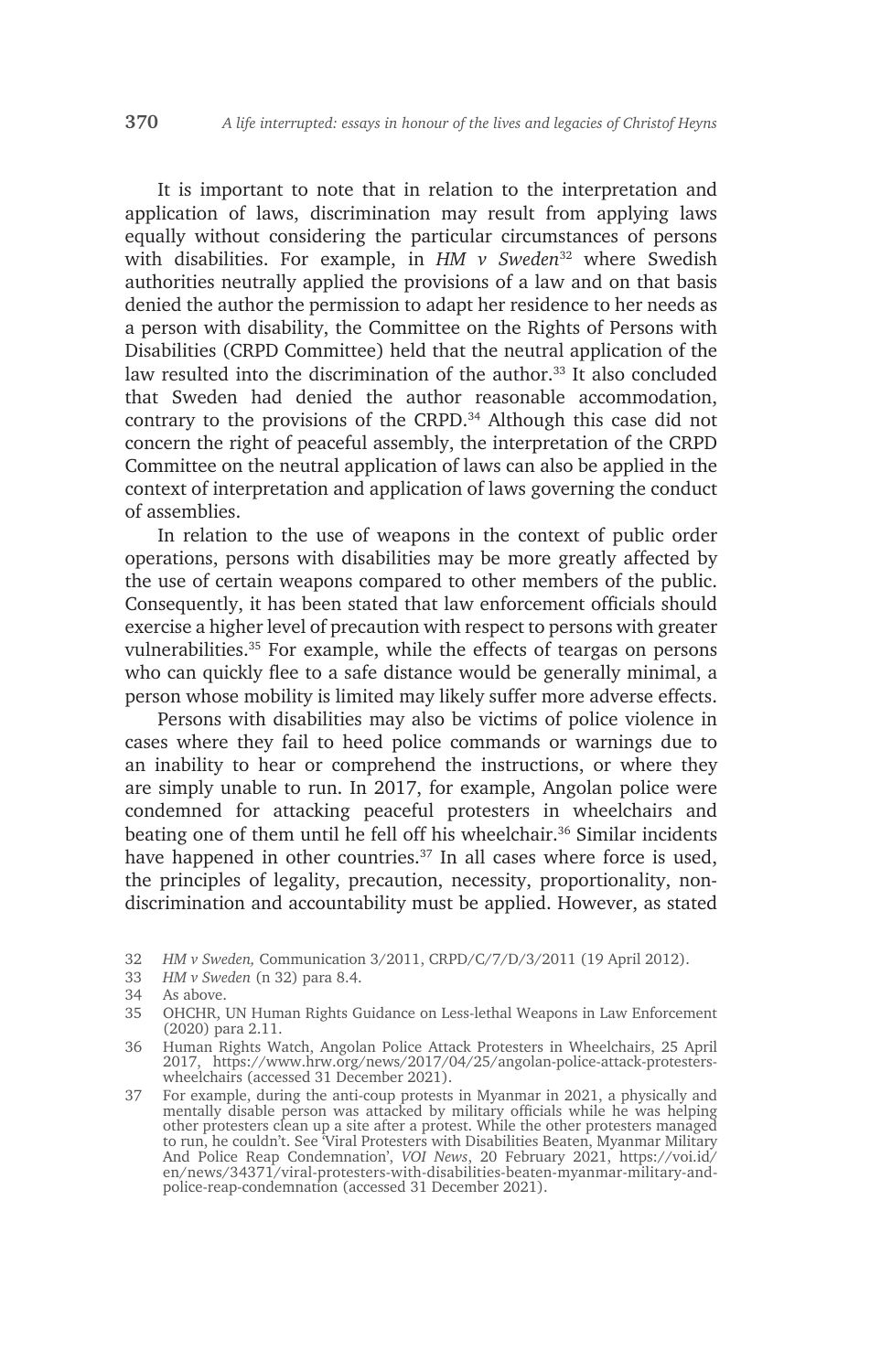It is important to note that in relation to the interpretation and application of laws, discrimination may result from applying laws equally without considering the particular circumstances of persons with disabilities. For example, in *HM v Sweden*[32] where Swedish authorities neutrally applied the provisions of a law and on that basis denied the author the permission to adapt her residence to her needs as a person with disability, the Committee on the Rights of Persons with Disabilities (CRPD Committee) held that the neutral application of the law resulted into the discrimination of the author.[33] It also concluded that Sweden had denied the author reasonable accommodation, contrary to the provisions of the CRPD.[34] Although this case did not concern the right of peaceful assembly, the interpretation of the CRPD Committee on the neutral application of laws can also be applied in the context of interpretation and application of laws governing the conduct of assemblies.

In relation to the use of weapons in the context of public order operations, persons with disabilities may be more greatly affected by the use of certain weapons compared to other members of the public. Consequently, it has been stated that law enforcement officials should exercise a higher level of precaution with respect to persons with greater vulnerabilities.[35] For example, while the effects of teargas on persons who can quickly flee to a safe distance would be generally minimal, a person whose mobility is limited may likely suffer more adverse effects.

Persons with disabilities may also be victims of police violence in cases where they fail to heed police commands or warnings due to an inability to hear or comprehend the instructions, or where they are simply unable to run. In 2017, for example, Angolan police were condemned for attacking peaceful protesters in wheelchairs and beating one of them until he fell off his wheelchair.[36] Similar incidents have happened in other countries.[37] In all cases where force is used, the principles of legality, precaution, necessity, proportionality, non-discrimination and accountability must be applied. However, as stated

32 *HM v Sweden,* Communication 3/2011, CRPD/C/7/D/3/2011 (19 April 2012).

33 *HM v Sweden* (n 32) para 8.4.

34 As above.

35 OHCHR, UN Human Rights Guidance on Less-lethal Weapons in Law Enforcement (2020) para 2.11.

36 Human Rights Watch, Angolan Police Attack Protesters in Wheelchairs, 25 April 2017, https://www.hrw.org/news/2017/04/25/angolan-police-attack-protesters-wheelchairs (accessed 31 December 2021).

37 For example, during the anti-coup protests in Myanmar in 2021, a physically and mentally disable person was attacked by military officials while he was helping other protesters clean up a site after a protest. While the other protesters managed to run, he couldn't. See 'Viral Protesters with Disabilities Beaten, Myanmar Military And Police Reap Condemnation', *VOI News*, 20 February 2021, https://voi.id/en/news/34371/viral-protesters-with-disabilities-beaten-myanmar-military-and-police-reap-condemnation (accessed 31 December 2021).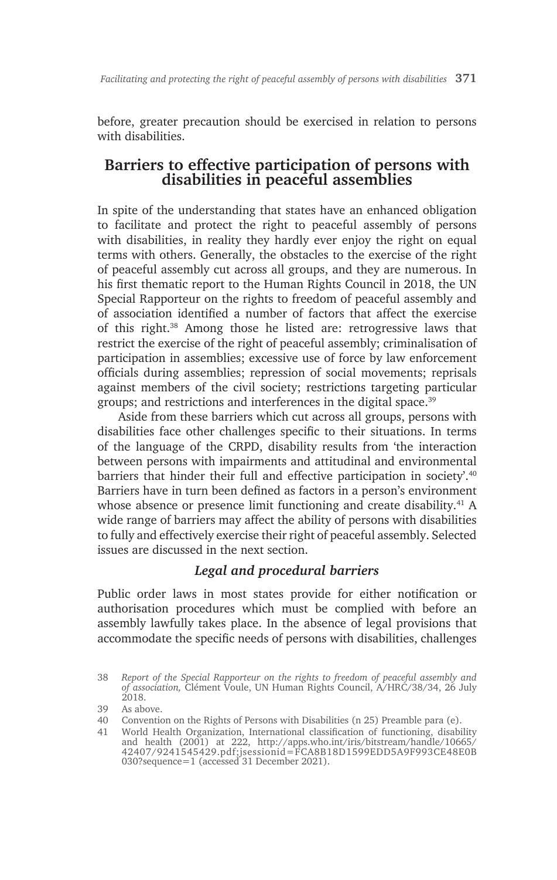before, greater precaution should be exercised in relation to persons with disabilities.

## Barriers to effective participation of persons with disabilities in peaceful assemblies

In spite of the understanding that states have an enhanced obligation to facilitate and protect the right to peaceful assembly of persons with disabilities, in reality they hardly ever enjoy the right on equal terms with others. Generally, the obstacles to the exercise of the right of peaceful assembly cut across all groups, and they are numerous. In his first thematic report to the Human Rights Council in 2018, the UN Special Rapporteur on the rights to freedom of peaceful assembly and of association identified a number of factors that affect the exercise of this right.[38] Among those he listed are: retrogressive laws that restrict the exercise of the right of peaceful assembly; criminalisation of participation in assemblies; excessive use of force by law enforcement officials during assemblies; repression of social movements; reprisals against members of the civil society; restrictions targeting particular groups; and restrictions and interferences in the digital space.[39]

Aside from these barriers which cut across all groups, persons with disabilities face other challenges specific to their situations. In terms of the language of the CRPD, disability results from 'the interaction between persons with impairments and attitudinal and environmental barriers that hinder their full and effective participation in society'.[40] Barriers have in turn been defined as factors in a person's environment whose absence or presence limit functioning and create disability.[41] A wide range of barriers may affect the ability of persons with disabilities to fully and effectively exercise their right of peaceful assembly. Selected issues are discussed in the next section.

### *Legal and procedural barriers*

Public order laws in most states provide for either notification or authorisation procedures which must be complied with before an assembly lawfully takes place. In the absence of legal provisions that accommodate the specific needs of persons with disabilities, challenges

38 *Report of the Special Rapporteur on the rights to freedom of peaceful assembly and of association,* Clément Voule, UN Human Rights Council, A/HRC/38/34, 26 July 2018.

39 As above.

40 Convention on the Rights of Persons with Disabilities (n 25) Preamble para (e).

41 World Health Organization, International classification of functioning, disability and health (2001) at 222, http://apps.who.int/iris/bitstream/handle/10665/42407/9241545429.pdf;jsessionid=FCA8B18D1599EDD5A9F993CE48E0B030?sequence=1 (accessed 31 December 2021).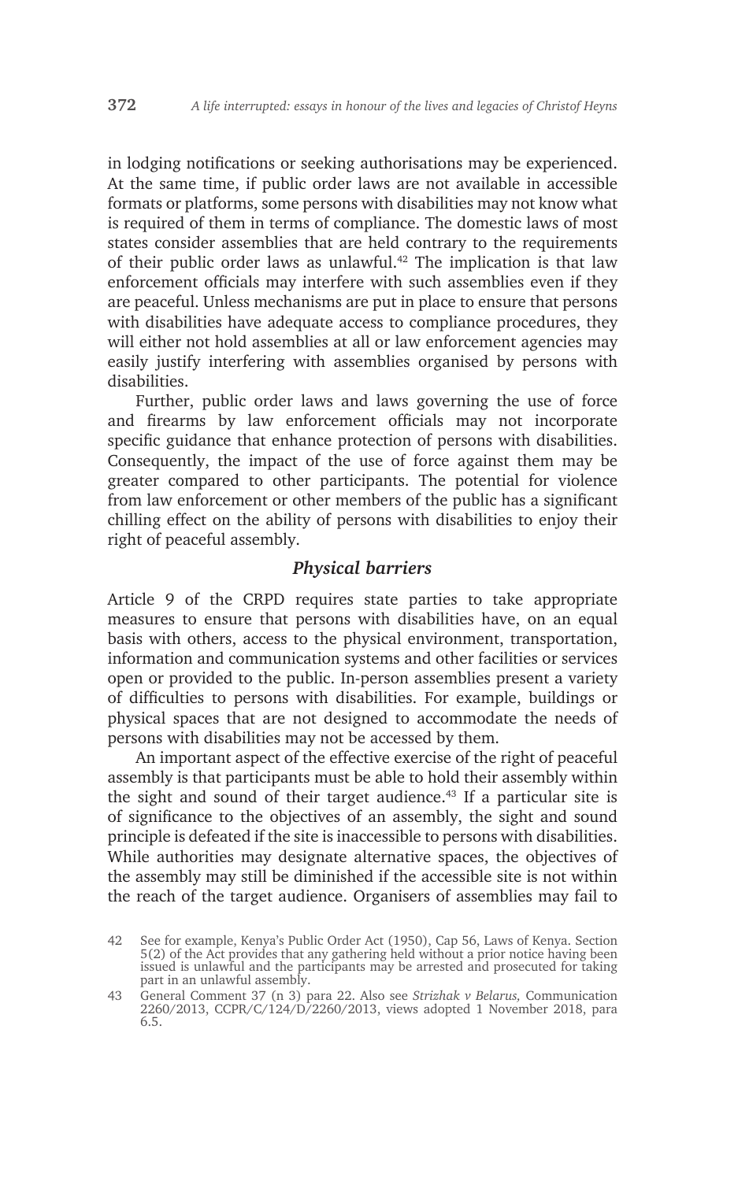in lodging notifications or seeking authorisations may be experienced. At the same time, if public order laws are not available in accessible formats or platforms, some persons with disabilities may not know what is required of them in terms of compliance. The domestic laws of most states consider assemblies that are held contrary to the requirements of their public order laws as unlawful.[42] The implication is that law enforcement officials may interfere with such assemblies even if they are peaceful. Unless mechanisms are put in place to ensure that persons with disabilities have adequate access to compliance procedures, they will either not hold assemblies at all or law enforcement agencies may easily justify interfering with assemblies organised by persons with disabilities.

Further, public order laws and laws governing the use of force and firearms by law enforcement officials may not incorporate specific guidance that enhance protection of persons with disabilities. Consequently, the impact of the use of force against them may be greater compared to other participants. The potential for violence from law enforcement or other members of the public has a significant chilling effect on the ability of persons with disabilities to enjoy their right of peaceful assembly.

### *Physical barriers*

Article 9 of the CRPD requires state parties to take appropriate measures to ensure that persons with disabilities have, on an equal basis with others, access to the physical environment, transportation, information and communication systems and other facilities or services open or provided to the public. In-person assemblies present a variety of difficulties to persons with disabilities. For example, buildings or physical spaces that are not designed to accommodate the needs of persons with disabilities may not be accessed by them.

An important aspect of the effective exercise of the right of peaceful assembly is that participants must be able to hold their assembly within the sight and sound of their target audience.[43] If a particular site is of significance to the objectives of an assembly, the sight and sound principle is defeated if the site is inaccessible to persons with disabilities. While authorities may designate alternative spaces, the objectives of the assembly may still be diminished if the accessible site is not within the reach of the target audience. Organisers of assemblies may fail to

42 See for example, Kenya's Public Order Act (1950), Cap 56, Laws of Kenya. Section 5(2) of the Act provides that any gathering held without a prior notice having been issued is unlawful and the participants may be arrested and prosecuted for taking part in an unlawful assembly.

43 General Comment 37 (n 3) para 22. Also see *Strizhak v Belarus,* Communication 2260/2013, CCPR/C/124/D/2260/2013, views adopted 1 November 2018, para 6.5.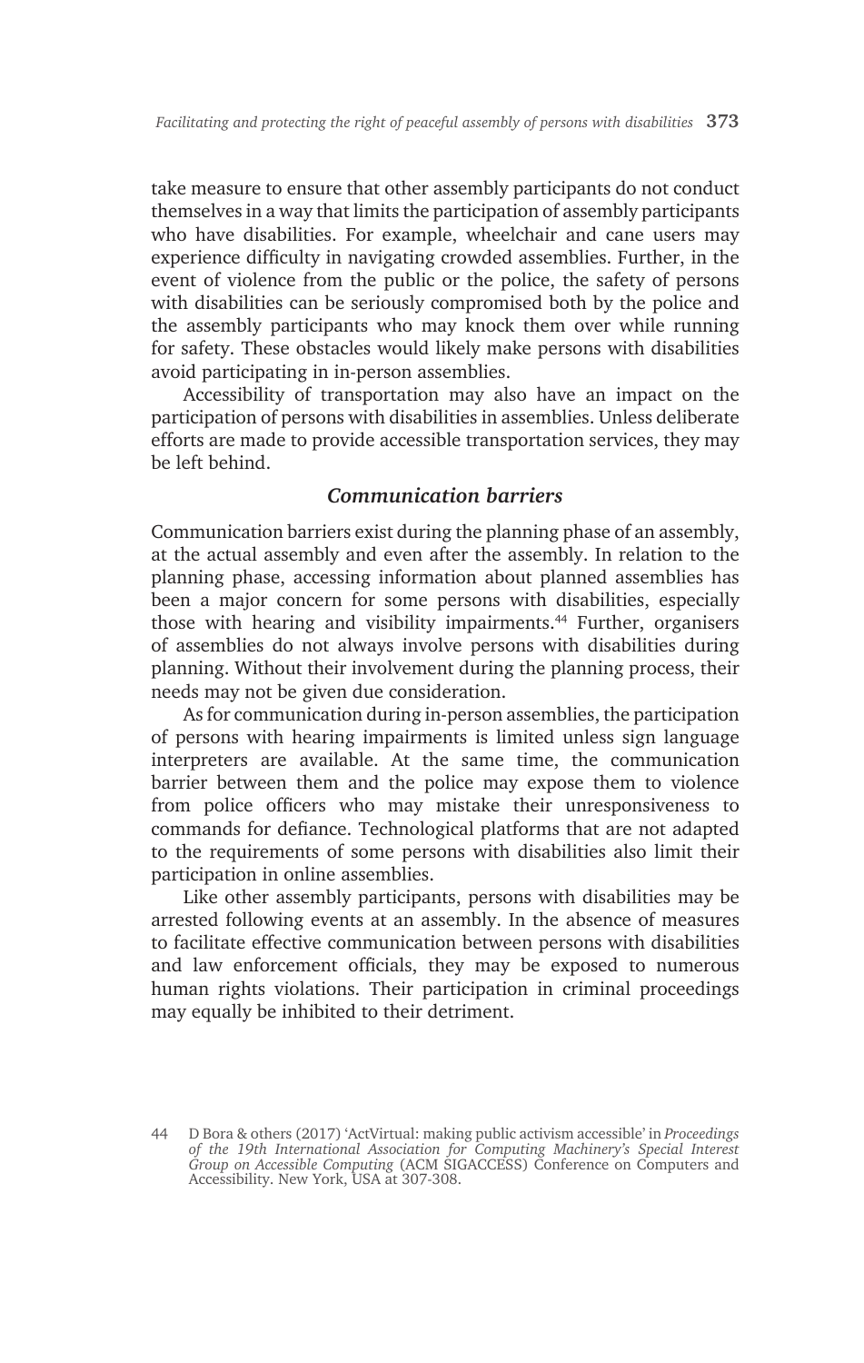take measure to ensure that other assembly participants do not conduct themselves in a way that limits the participation of assembly participants who have disabilities. For example, wheelchair and cane users may experience difficulty in navigating crowded assemblies. Further, in the event of violence from the public or the police, the safety of persons with disabilities can be seriously compromised both by the police and the assembly participants who may knock them over while running for safety. These obstacles would likely make persons with disabilities avoid participating in in-person assemblies.

Accessibility of transportation may also have an impact on the participation of persons with disabilities in assemblies. Unless deliberate efforts are made to provide accessible transportation services, they may be left behind.

### *Communication barriers*

Communication barriers exist during the planning phase of an assembly, at the actual assembly and even after the assembly. In relation to the planning phase, accessing information about planned assemblies has been a major concern for some persons with disabilities, especially those with hearing and visibility impairments.[44] Further, organisers of assemblies do not always involve persons with disabilities during planning. Without their involvement during the planning process, their needs may not be given due consideration.

As for communication during in-person assemblies, the participation of persons with hearing impairments is limited unless sign language interpreters are available. At the same time, the communication barrier between them and the police may expose them to violence from police officers who may mistake their unresponsiveness to commands for defiance. Technological platforms that are not adapted to the requirements of some persons with disabilities also limit their participation in online assemblies.

Like other assembly participants, persons with disabilities may be arrested following events at an assembly. In the absence of measures to facilitate effective communication between persons with disabilities and law enforcement officials, they may be exposed to numerous human rights violations. Their participation in criminal proceedings may equally be inhibited to their detriment.

---

44 D Bora & others (2017) 'ActVirtual: making public activism accessible' in *Proceedings of the 19th International Association for Computing Machinery's Special Interest Group on Accessible Computing* (ACM SIGACCESS) Conference on Computers and Accessibility. New York, USA at 307-308.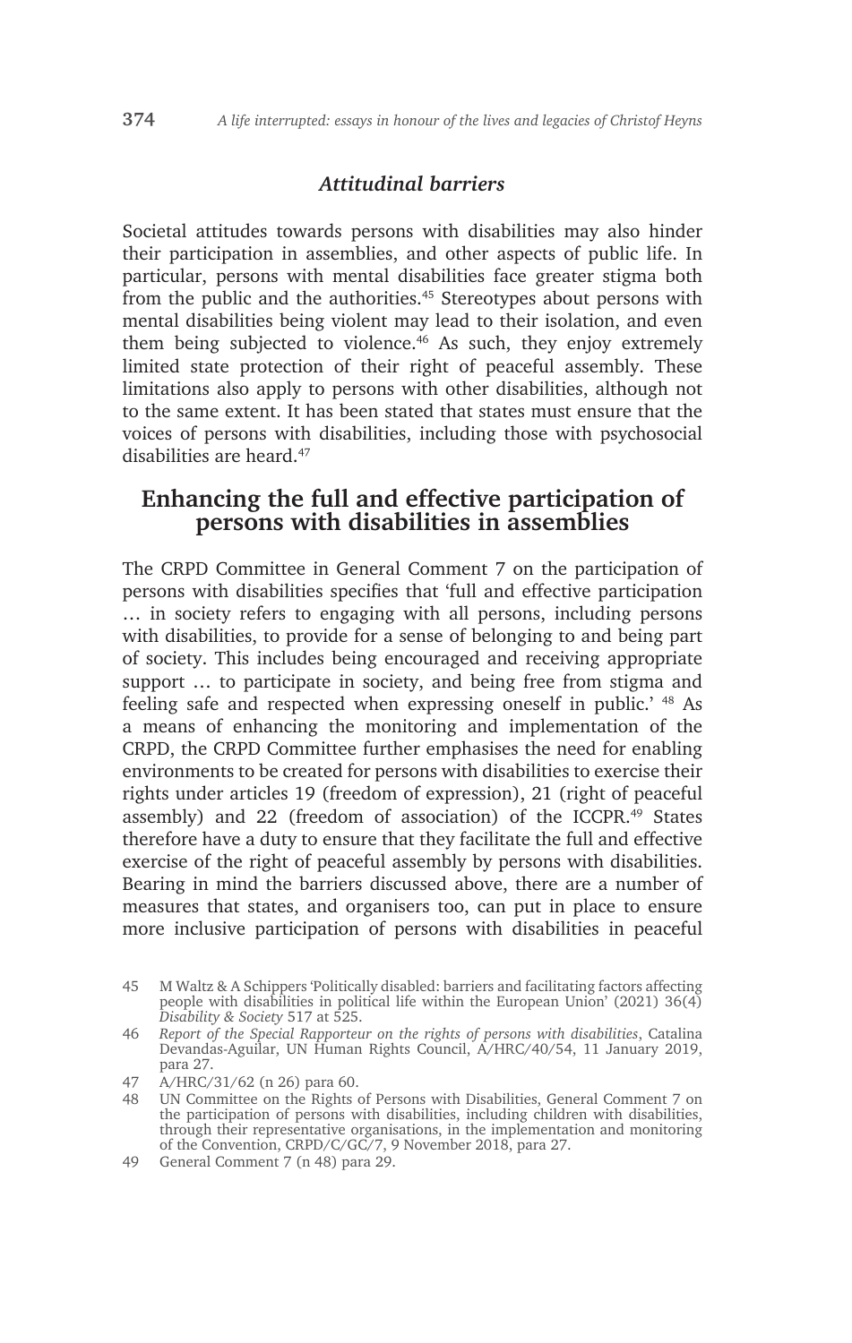### *Attitudinal barriers*

Societal attitudes towards persons with disabilities may also hinder their participation in assemblies, and other aspects of public life. In particular, persons with mental disabilities face greater stigma both from the public and the authorities.[45] Stereotypes about persons with mental disabilities being violent may lead to their isolation, and even them being subjected to violence.[46] As such, they enjoy extremely limited state protection of their right of peaceful assembly. These limitations also apply to persons with other disabilities, although not to the same extent. It has been stated that states must ensure that the voices of persons with disabilities, including those with psychosocial disabilities are heard.[47]

## Enhancing the full and effective participation of persons with disabilities in assemblies

The CRPD Committee in General Comment 7 on the participation of persons with disabilities specifies that 'full and effective participation … in society refers to engaging with all persons, including persons with disabilities, to provide for a sense of belonging to and being part of society. This includes being encouraged and receiving appropriate support … to participate in society, and being free from stigma and feeling safe and respected when expressing oneself in public.' [48] As a means of enhancing the monitoring and implementation of the CRPD, the CRPD Committee further emphasises the need for enabling environments to be created for persons with disabilities to exercise their rights under articles 19 (freedom of expression), 21 (right of peaceful assembly) and 22 (freedom of association) of the ICCPR.[49] States therefore have a duty to ensure that they facilitate the full and effective exercise of the right of peaceful assembly by persons with disabilities. Bearing in mind the barriers discussed above, there are a number of measures that states, and organisers too, can put in place to ensure more inclusive participation of persons with disabilities in peaceful

45 M Waltz & A Schippers 'Politically disabled: barriers and facilitating factors affecting people with disabilities in political life within the European Union' (2021) 36(4) *Disability & Society* 517 at 525.

46 *Report of the Special Rapporteur on the rights of persons with disabilities*, Catalina Devandas-Aguilar, UN Human Rights Council, A/HRC/40/54, 11 January 2019, para 27.

47 A/HRC/31/62 (n 26) para 60.

48 UN Committee on the Rights of Persons with Disabilities, General Comment 7 on the participation of persons with disabilities, including children with disabilities, through their representative organisations, in the implementation and monitoring of the Convention, CRPD/C/GC/7, 9 November 2018, para 27.

49 General Comment 7 (n 48) para 29.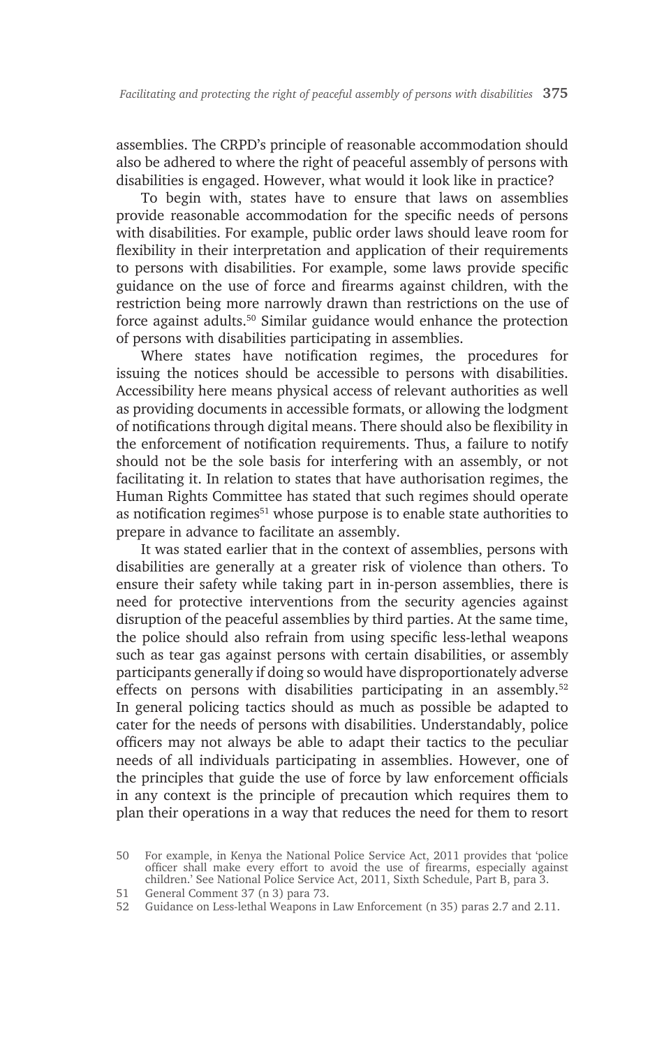assemblies. The CRPD's principle of reasonable accommodation should also be adhered to where the right of peaceful assembly of persons with disabilities is engaged. However, what would it look like in practice?

To begin with, states have to ensure that laws on assemblies provide reasonable accommodation for the specific needs of persons with disabilities. For example, public order laws should leave room for flexibility in their interpretation and application of their requirements to persons with disabilities. For example, some laws provide specific guidance on the use of force and firearms against children, with the restriction being more narrowly drawn than restrictions on the use of force against adults.[50] Similar guidance would enhance the protection of persons with disabilities participating in assemblies.

Where states have notification regimes, the procedures for issuing the notices should be accessible to persons with disabilities. Accessibility here means physical access of relevant authorities as well as providing documents in accessible formats, or allowing the lodgment of notifications through digital means. There should also be flexibility in the enforcement of notification requirements. Thus, a failure to notify should not be the sole basis for interfering with an assembly, or not facilitating it. In relation to states that have authorisation regimes, the Human Rights Committee has stated that such regimes should operate as notification regimes[51] whose purpose is to enable state authorities to prepare in advance to facilitate an assembly.

It was stated earlier that in the context of assemblies, persons with disabilities are generally at a greater risk of violence than others. To ensure their safety while taking part in in-person assemblies, there is need for protective interventions from the security agencies against disruption of the peaceful assemblies by third parties. At the same time, the police should also refrain from using specific less-lethal weapons such as tear gas against persons with certain disabilities, or assembly participants generally if doing so would have disproportionately adverse effects on persons with disabilities participating in an assembly.[52] In general policing tactics should as much as possible be adapted to cater for the needs of persons with disabilities. Understandably, police officers may not always be able to adapt their tactics to the peculiar needs of all individuals participating in assemblies. However, one of the principles that guide the use of force by law enforcement officials in any context is the principle of precaution which requires them to plan their operations in a way that reduces the need for them to resort

50 For example, in Kenya the National Police Service Act, 2011 provides that 'police officer shall make every effort to avoid the use of firearms, especially against children.' See National Police Service Act, 2011, Sixth Schedule, Part B, para 3.

51 General Comment 37 (n 3) para 73.

52 Guidance on Less-lethal Weapons in Law Enforcement (n 35) paras 2.7 and 2.11.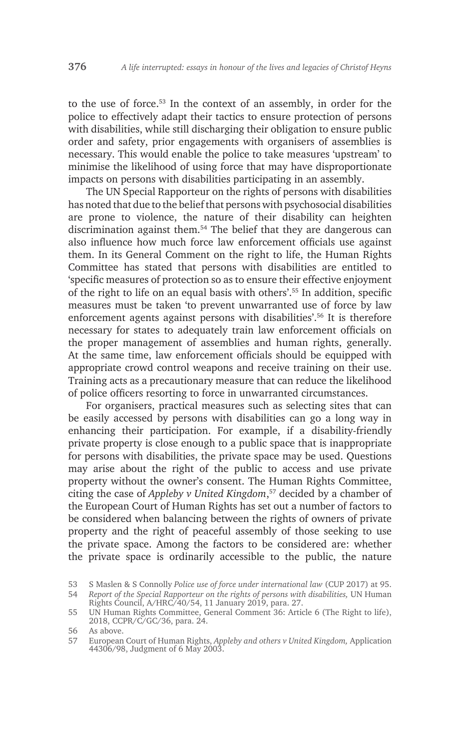to the use of force.[53] In the context of an assembly, in order for the police to effectively adapt their tactics to ensure protection of persons with disabilities, while still discharging their obligation to ensure public order and safety, prior engagements with organisers of assemblies is necessary. This would enable the police to take measures 'upstream' to minimise the likelihood of using force that may have disproportionate impacts on persons with disabilities participating in an assembly.

The UN Special Rapporteur on the rights of persons with disabilities has noted that due to the belief that persons with psychosocial disabilities are prone to violence, the nature of their disability can heighten discrimination against them.[54] The belief that they are dangerous can also influence how much force law enforcement officials use against them. In its General Comment on the right to life, the Human Rights Committee has stated that persons with disabilities are entitled to 'specific measures of protection so as to ensure their effective enjoyment of the right to life on an equal basis with others'.[55] In addition, specific measures must be taken 'to prevent unwarranted use of force by law enforcement agents against persons with disabilities'.[56] It is therefore necessary for states to adequately train law enforcement officials on the proper management of assemblies and human rights, generally. At the same time, law enforcement officials should be equipped with appropriate crowd control weapons and receive training on their use. Training acts as a precautionary measure that can reduce the likelihood of police officers resorting to force in unwarranted circumstances.

For organisers, practical measures such as selecting sites that can be easily accessed by persons with disabilities can go a long way in enhancing their participation. For example, if a disability-friendly private property is close enough to a public space that is inappropriate for persons with disabilities, the private space may be used. Questions may arise about the right of the public to access and use private property without the owner's consent. The Human Rights Committee, citing the case of *Appleby v United Kingdom*,[57] decided by a chamber of the European Court of Human Rights has set out a number of factors to be considered when balancing between the rights of owners of private property and the right of peaceful assembly of those seeking to use the private space. Among the factors to be considered are: whether the private space is ordinarily accessible to the public, the nature

53 S Maslen & S Connolly *Police use of force under international law* (CUP 2017) at 95.

54 *Report of the Special Rapporteur on the rights of persons with disabilities,* UN Human Rights Council, A/HRC/40/54, 11 January 2019, para. 27.

55 UN Human Rights Committee, General Comment 36: Article 6 (The Right to life), 2018, CCPR/C/GC/36, para. 24.

56 As above.

57 European Court of Human Rights, *Appleby and others v United Kingdom,* Application 44306/98, Judgment of 6 May 2003.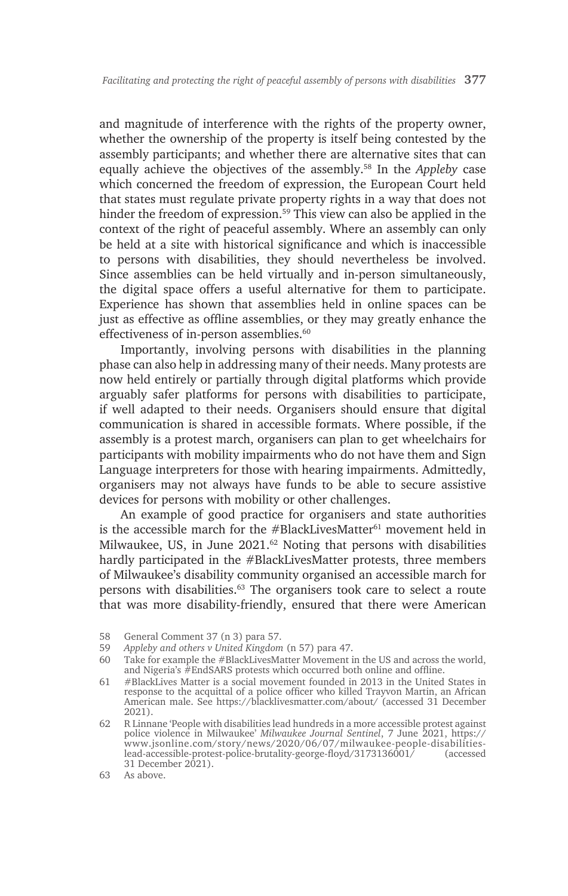and magnitude of interference with the rights of the property owner, whether the ownership of the property is itself being contested by the assembly participants; and whether there are alternative sites that can equally achieve the objectives of the assembly.[58] In the *Appleby* case which concerned the freedom of expression, the European Court held that states must regulate private property rights in a way that does not hinder the freedom of expression.[59] This view can also be applied in the context of the right of peaceful assembly. Where an assembly can only be held at a site with historical significance and which is inaccessible to persons with disabilities, they should nevertheless be involved. Since assemblies can be held virtually and in-person simultaneously, the digital space offers a useful alternative for them to participate. Experience has shown that assemblies held in online spaces can be just as effective as offline assemblies, or they may greatly enhance the effectiveness of in-person assemblies.[60]

Importantly, involving persons with disabilities in the planning phase can also help in addressing many of their needs. Many protests are now held entirely or partially through digital platforms which provide arguably safer platforms for persons with disabilities to participate, if well adapted to their needs. Organisers should ensure that digital communication is shared in accessible formats. Where possible, if the assembly is a protest march, organisers can plan to get wheelchairs for participants with mobility impairments who do not have them and Sign Language interpreters for those with hearing impairments. Admittedly, organisers may not always have funds to be able to secure assistive devices for persons with mobility or other challenges.

An example of good practice for organisers and state authorities is the accessible march for the #BlackLivesMatter[61] movement held in Milwaukee, US, in June 2021.[62] Noting that persons with disabilities hardly participated in the #BlackLivesMatter protests, three members of Milwaukee's disability community organised an accessible march for persons with disabilities.[63] The organisers took care to select a route that was more disability-friendly, ensured that there were American

---

58 General Comment 37 (n 3) para 57.

59 *Appleby and others v United Kingdom* (n 57) para 47.

60 Take for example the #BlackLivesMatter Movement in the US and across the world, and Nigeria's #EndSARS protests which occurred both online and offline.

61 #BlackLives Matter is a social movement founded in 2013 in the United States in response to the acquittal of a police officer who killed Trayvon Martin, an African American male. See https://blacklivesmatter.com/about/ (accessed 31 December 2021).

62 R Linnane 'People with disabilities lead hundreds in a more accessible protest against police violence in Milwaukee' *Milwaukee Journal Sentinel*, 7 June 2021, https://www.jsonline.com/story/news/2020/06/07/milwaukee-people-disabilities-lead-accessible-protest-police-brutality-george-floyd/3173136001/ (accessed 31 December 2021).

63 As above.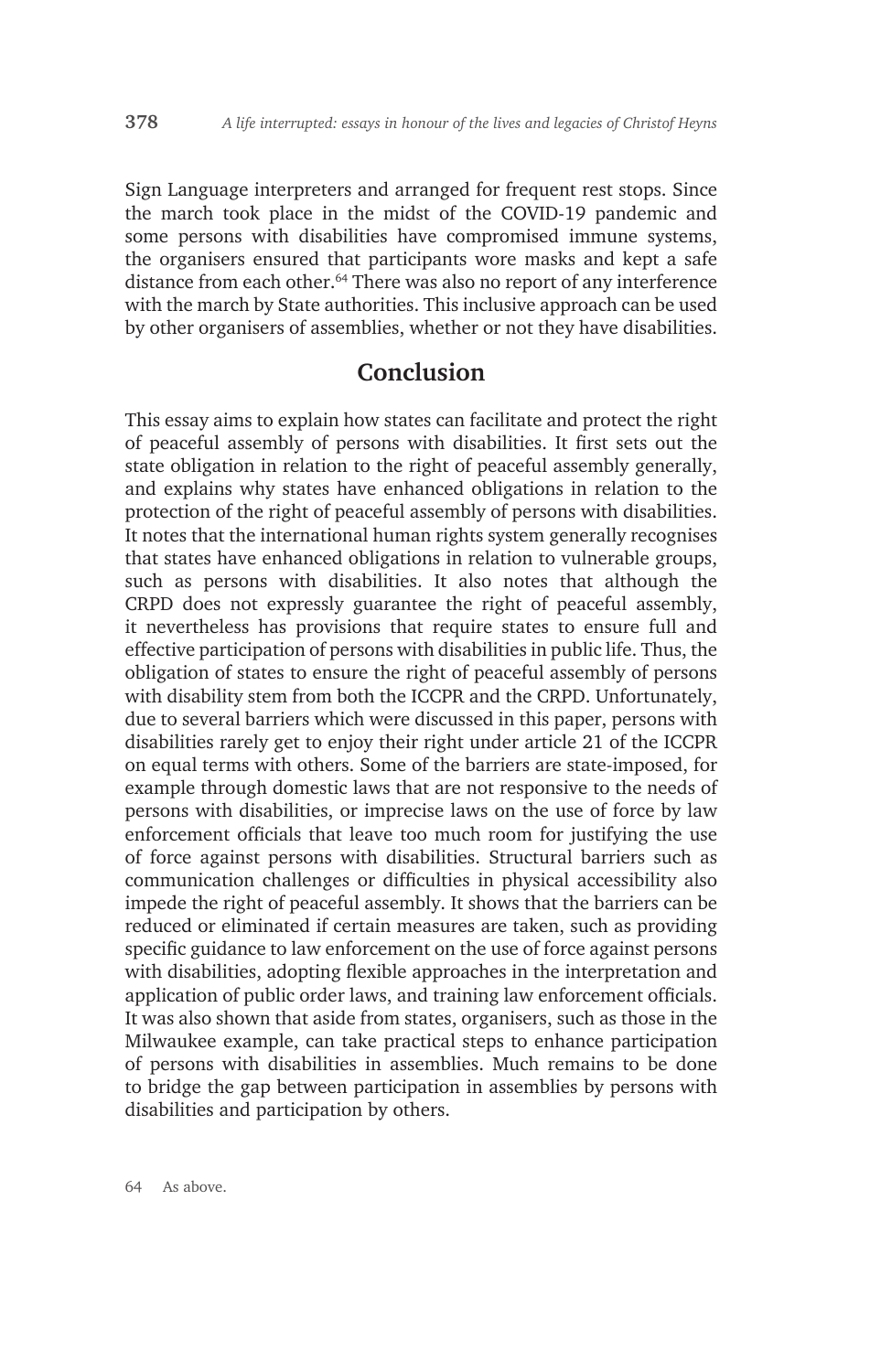Sign Language interpreters and arranged for frequent rest stops. Since the march took place in the midst of the COVID-19 pandemic and some persons with disabilities have compromised immune systems, the organisers ensured that participants wore masks and kept a safe distance from each other.[64] There was also no report of any interference with the march by State authorities. This inclusive approach can be used by other organisers of assemblies, whether or not they have disabilities.

## Conclusion

This essay aims to explain how states can facilitate and protect the right of peaceful assembly of persons with disabilities. It first sets out the state obligation in relation to the right of peaceful assembly generally, and explains why states have enhanced obligations in relation to the protection of the right of peaceful assembly of persons with disabilities. It notes that the international human rights system generally recognises that states have enhanced obligations in relation to vulnerable groups, such as persons with disabilities. It also notes that although the CRPD does not expressly guarantee the right of peaceful assembly, it nevertheless has provisions that require states to ensure full and effective participation of persons with disabilities in public life. Thus, the obligation of states to ensure the right of peaceful assembly of persons with disability stem from both the ICCPR and the CRPD. Unfortunately, due to several barriers which were discussed in this paper, persons with disabilities rarely get to enjoy their right under article 21 of the ICCPR on equal terms with others. Some of the barriers are state-imposed, for example through domestic laws that are not responsive to the needs of persons with disabilities, or imprecise laws on the use of force by law enforcement officials that leave too much room for justifying the use of force against persons with disabilities. Structural barriers such as communication challenges or difficulties in physical accessibility also impede the right of peaceful assembly. It shows that the barriers can be reduced or eliminated if certain measures are taken, such as providing specific guidance to law enforcement on the use of force against persons with disabilities, adopting flexible approaches in the interpretation and application of public order laws, and training law enforcement officials. It was also shown that aside from states, organisers, such as those in the Milwaukee example, can take practical steps to enhance participation of persons with disabilities in assemblies. Much remains to be done to bridge the gap between participation in assemblies by persons with disabilities and participation by others.

64 As above.